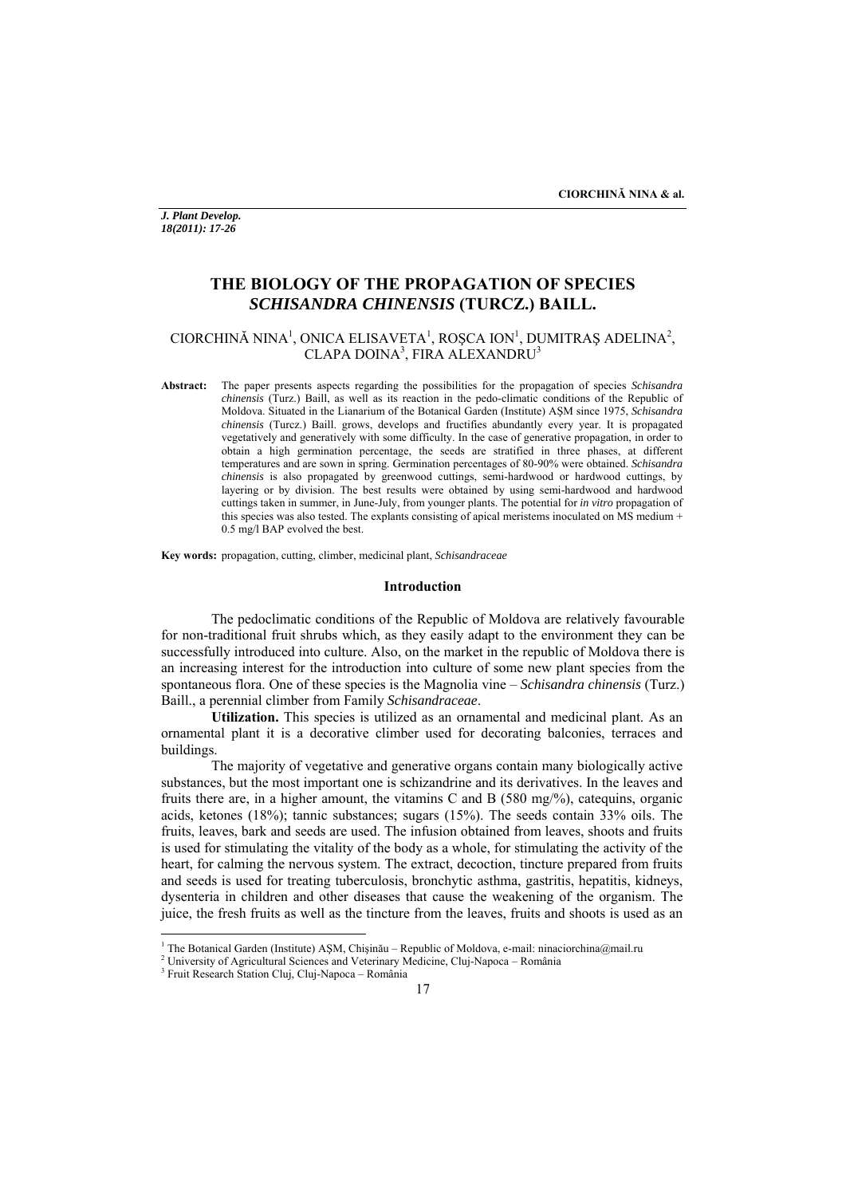# THE BIOLOGY OF THE PROPAGATION OF SPECIES *SCHISANDRA CHINENSIS* (TURCZ.) BAILL.

CIORCHINĂ NINA[1], ONICA ELISAVETA[1], ROŞCA ION[1], DUMITRAŞ ADELINA[2], CLAPA DOINA[3], FIRA ALEXANDRU[3]

**Abstract:** The paper presents aspects regarding the possibilities for the propagation of species *Schisandra chinensis* (Turz.) Baill, as well as its reaction in the pedo-climatic conditions of the Republic of Moldova. Situated in the Lianarium of the Botanical Garden (Institute) AŞM since 1975, *Schisandra chinensis* (Turcz.) Baill. grows, develops and fructifies abundantly every year. It is propagated vegetatively and generatively with some difficulty. In the case of generative propagation, in order to obtain a high germination percentage, the seeds are stratified in three phases, at different temperatures and are sown in spring. Germination percentages of 80-90% were obtained. *Schisandra chinensis* is also propagated by greenwood cuttings, semi-hardwood or hardwood cuttings, by layering or by division. The best results were obtained by using semi-hardwood and hardwood cuttings taken in summer, in June-July, from younger plants. The potential for *in vitro* propagation of this species was also tested. The explants consisting of apical meristems inoculated on MS medium + 0.5 mg/l BAP evolved the best.

**Key words:** propagation, cutting, climber, medicinal plant, *Schisandraceae*

## Introduction

The pedoclimatic conditions of the Republic of Moldova are relatively favourable for non-traditional fruit shrubs which, as they easily adapt to the environment they can be successfully introduced into culture. Also, on the market in the republic of Moldova there is an increasing interest for the introduction into culture of some new plant species from the spontaneous flora. One of these species is the Magnolia vine – *Schisandra chinensis* (Turz.) Baill., a perennial climber from Family *Schisandraceae*.

**Utilization.** This species is utilized as an ornamental and medicinal plant. As an ornamental plant it is a decorative climber used for decorating balconies, terraces and buildings.

The majority of vegetative and generative organs contain many biologically active substances, but the most important one is schizandrine and its derivatives. In the leaves and fruits there are, in a higher amount, the vitamins C and B (580 mg/%), catequins, organic acids, ketones (18%); tannic substances; sugars (15%). The seeds contain 33% oils. The fruits, leaves, bark and seeds are used. The infusion obtained from leaves, shoots and fruits is used for stimulating the vitality of the body as a whole, for stimulating the activity of the heart, for calming the nervous system. The extract, decoction, tincture prepared from fruits and seeds is used for treating tuberculosis, bronchytic asthma, gastritis, hepatitis, kidneys, dysenteria in children and other diseases that cause the weakening of the organism. The juice, the fresh fruits as well as the tincture from the leaves, fruits and shoots is used as an

[1] The Botanical Garden (Institute) AŞM, Chişinău – Republic of Moldova, e-mail: ninaciorchina@mail.ru
[2] University of Agricultural Sciences and Veterinary Medicine, Cluj-Napoca – România
[3] Fruit Research Station Cluj, Cluj-Napoca – România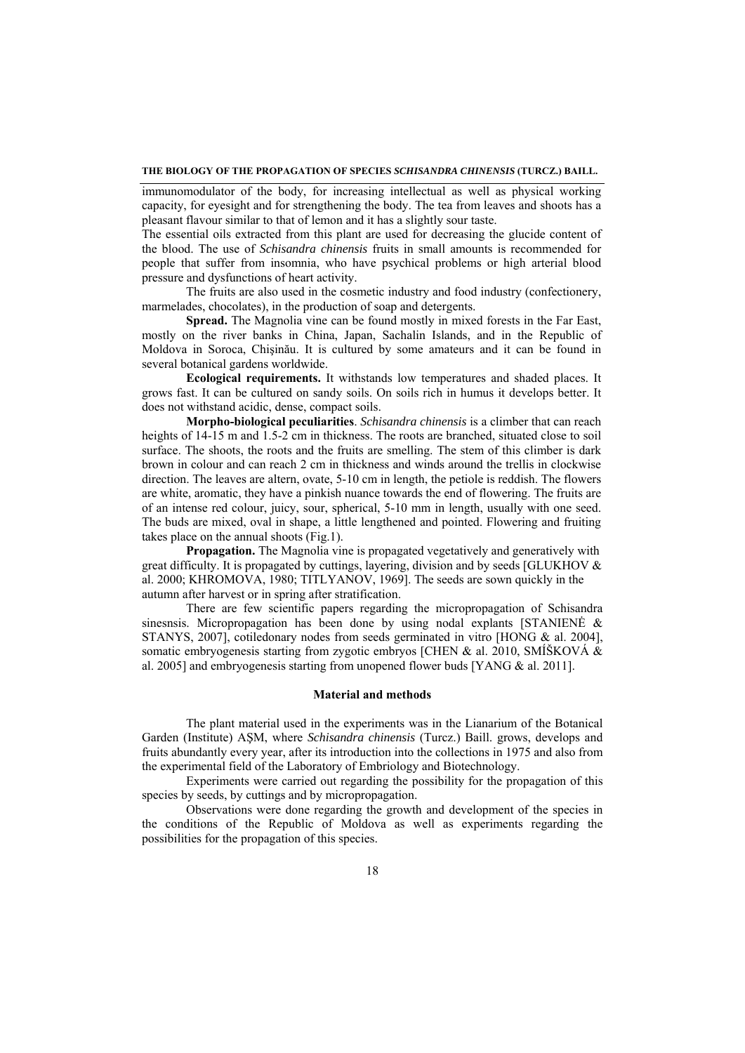immunomodulator of the body, for increasing intellectual as well as physical working capacity, for eyesight and for strengthening the body. The tea from leaves and shoots has a pleasant flavour similar to that of lemon and it has a slightly sour taste.

The essential oils extracted from this plant are used for decreasing the glucide content of the blood. The use of *Schisandra chinensis* fruits in small amounts is recommended for people that suffer from insomnia, who have psychical problems or high arterial blood pressure and dysfunctions of heart activity.

The fruits are also used in the cosmetic industry and food industry (confectionery, marmelades, chocolates), in the production of soap and detergents.

**Spread.** The Magnolia vine can be found mostly in mixed forests in the Far East, mostly on the river banks in China, Japan, Sachalin Islands, and in the Republic of Moldova in Soroca, Chişinău. It is cultured by some amateurs and it can be found in several botanical gardens worldwide.

**Ecological requirements.** It withstands low temperatures and shaded places. It grows fast. It can be cultured on sandy soils. On soils rich in humus it develops better. It does not withstand acidic, dense, compact soils.

**Morpho-biological peculiarities**. *Schisandra chinensis* is a climber that can reach heights of 14-15 m and 1.5-2 cm in thickness. The roots are branched, situated close to soil surface. The shoots, the roots and the fruits are smelling. The stem of this climber is dark brown in colour and can reach 2 cm in thickness and winds around the trellis in clockwise direction. The leaves are altern, ovate, 5-10 cm in length, the petiole is reddish. The flowers are white, aromatic, they have a pinkish nuance towards the end of flowering. The fruits are of an intense red colour, juicy, sour, spherical, 5-10 mm in length, usually with one seed. The buds are mixed, oval in shape, a little lengthened and pointed. Flowering and fruiting takes place on the annual shoots (Fig.1).

**Propagation.** The Magnolia vine is propagated vegetatively and generatively with great difficulty. It is propagated by cuttings, layering, division and by seeds [GLUKHOV & al. 2000; KHROMOVA, 1980; TITLYANOV, 1969]. The seeds are sown quickly in the autumn after harvest or in spring after stratification.

There are few scientific papers regarding the micropropagation of Schisandra sinesnsis. Micropropagation has been done by using nodal explants [STANIENĖ & STANYS, 2007], cotiledonary nodes from seeds germinated in vitro [HONG & al. 2004], somatic embryogenesis starting from zygotic embryos [CHEN & al. 2010, SMÍŠKOVÁ & al. 2005] and embryogenesis starting from unopened flower buds [YANG & al. 2011].

## Material and methods

The plant material used in the experiments was in the Lianarium of the Botanical Garden (Institute) AŞM, where *Schisandra chinensis* (Turcz.) Baill. grows, develops and fruits abundantly every year, after its introduction into the collections in 1975 and also from the experimental field of the Laboratory of Embriology and Biotechnology.

Experiments were carried out regarding the possibility for the propagation of this species by seeds, by cuttings and by micropropagation.

Observations were done regarding the growth and development of the species in the conditions of the Republic of Moldova as well as experiments regarding the possibilities for the propagation of this species.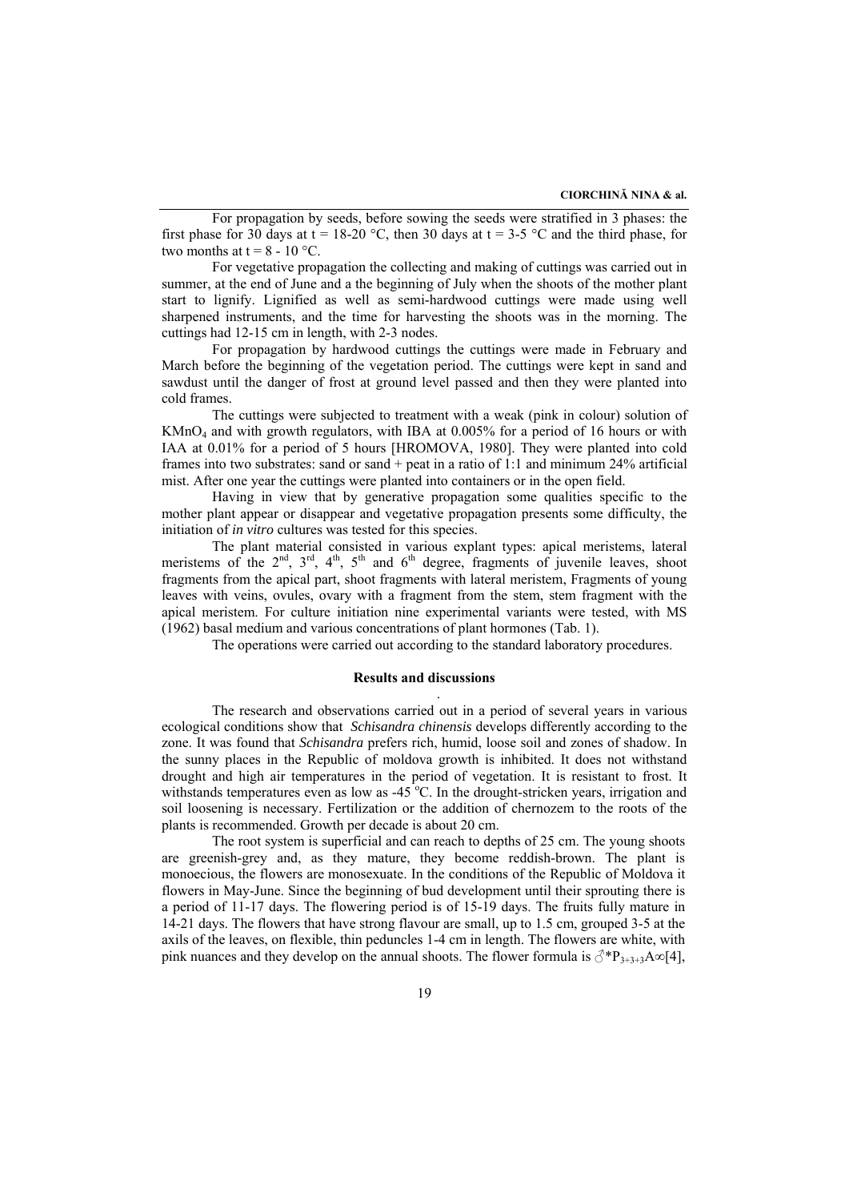For propagation by seeds, before sowing the seeds were stratified in 3 phases: the first phase for 30 days at t = 18-20 °C, then 30 days at t = 3-5 °C and the third phase, for two months at t = 8 - 10 °C.

For vegetative propagation the collecting and making of cuttings was carried out in summer, at the end of June and a the beginning of July when the shoots of the mother plant start to lignify. Lignified as well as semi-hardwood cuttings were made using well sharpened instruments, and the time for harvesting the shoots was in the morning. The cuttings had 12-15 cm in length, with 2-3 nodes.

For propagation by hardwood cuttings the cuttings were made in February and March before the beginning of the vegetation period. The cuttings were kept in sand and sawdust until the danger of frost at ground level passed and then they were planted into cold frames.

The cuttings were subjected to treatment with a weak (pink in colour) solution of $KMnO_4$ and with growth regulators, with IBA at 0.005% for a period of 16 hours or with IAA at 0.01% for a period of 5 hours [HROMOVA, 1980]. They were planted into cold frames into two substrates: sand or sand + peat in a ratio of 1:1 and minimum 24% artificial mist. After one year the cuttings were planted into containers or in the open field.

Having in view that by generative propagation some qualities specific to the mother plant appear or disappear and vegetative propagation presents some difficulty, the initiation of *in vitro* cultures was tested for this species.

The plant material consisted in various explant types: apical meristems, lateral meristems of the 2nd, 3rd, 4th, 5th and 6th degree, fragments of juvenile leaves, shoot fragments from the apical part, shoot fragments with lateral meristem, Fragments of young leaves with veins, ovules, ovary with a fragment from the stem, stem fragment with the apical meristem. For culture initiation nine experimental variants were tested, with MS (1962) basal medium and various concentrations of plant hormones (Tab. 1).

The operations were carried out according to the standard laboratory procedures.

## Results and discussions

The research and observations carried out in a period of several years in various ecological conditions show that *Schisandra chinensis* develops differently according to the zone. It was found that *Schisandra* prefers rich, humid, loose soil and zones of shadow. In the sunny places in the Republic of moldova growth is inhibited. It does not withstand drought and high air temperatures in the period of vegetation. It is resistant to frost. It withstands temperatures even as low as -45 °C. In the drought-stricken years, irrigation and soil loosening is necessary. Fertilization or the addition of chernozem to the roots of the plants is recommended. Growth per decade is about 20 cm.

The root system is superficial and can reach to depths of 25 cm. The young shoots are greenish-grey and, as they mature, they become reddish-brown. The plant is monoecious, the flowers are monosexuate. In the conditions of the Republic of Moldova it flowers in May-June. Since the beginning of bud development until their sprouting there is a period of 11-17 days. The flowering period is of 15-19 days. The fruits fully mature in 14-21 days. The flowers that have strong flavour are small, up to 1.5 cm, grouped 3-5 at the axils of the leaves, on flexible, thin peduncles 1-4 cm in length. The flowers are white, with pink nuances and they develop on the annual shoots. The flower formula is ♂$*P_{3+3+3}A\infty$[4],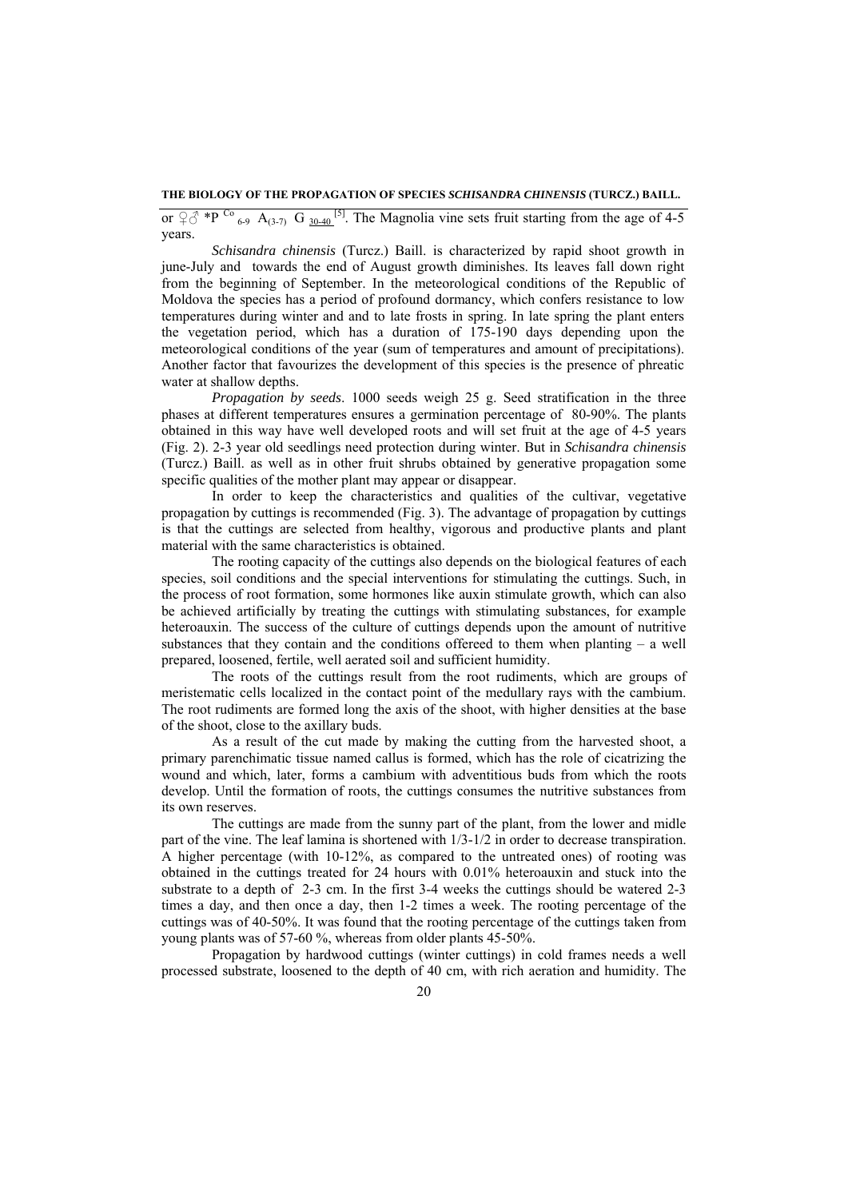or ♀♂ $*P^{Co}_{6\text{-}9}\ A_{(3\text{-}7)}\ G_{\underline{30\text{-}40}}$ [5]. The Magnolia vine sets fruit starting from the age of 4-5 years.

*Schisandra chinensis* (Turcz.) Baill. is characterized by rapid shoot growth in june-July and towards the end of August growth diminishes. Its leaves fall down right from the beginning of September. In the meteorological conditions of the Republic of Moldova the species has a period of profound dormancy, which confers resistance to low temperatures during winter and and to late frosts in spring. In late spring the plant enters the vegetation period, which has a duration of 175-190 days depending upon the meteorological conditions of the year (sum of temperatures and amount of precipitations). Another factor that favourizes the development of this species is the presence of phreatic water at shallow depths.

*Propagation by seeds*. 1000 seeds weigh 25 g. Seed stratification in the three phases at different temperatures ensures a germination percentage of 80-90%. The plants obtained in this way have well developed roots and will set fruit at the age of 4-5 years (Fig. 2). 2-3 year old seedlings need protection during winter. But in *Schisandra chinensis* (Turcz.) Baill. as well as in other fruit shrubs obtained by generative propagation some specific qualities of the mother plant may appear or disappear.

In order to keep the characteristics and qualities of the cultivar, vegetative propagation by cuttings is recommended (Fig. 3). The advantage of propagation by cuttings is that the cuttings are selected from healthy, vigorous and productive plants and plant material with the same characteristics is obtained.

The rooting capacity of the cuttings also depends on the biological features of each species, soil conditions and the special interventions for stimulating the cuttings. Such, in the process of root formation, some hormones like auxin stimulate growth, which can also be achieved artificially by treating the cuttings with stimulating substances, for example heteroauxin. The success of the culture of cuttings depends upon the amount of nutritive substances that they contain and the conditions offereed to them when planting – a well prepared, loosened, fertile, well aerated soil and sufficient humidity.

The roots of the cuttings result from the root rudiments, which are groups of meristematic cells localized in the contact point of the medullary rays with the cambium. The root rudiments are formed long the axis of the shoot, with higher densities at the base of the shoot, close to the axillary buds.

As a result of the cut made by making the cutting from the harvested shoot, a primary parenchimatic tissue named callus is formed, which has the role of cicatrizing the wound and which, later, forms a cambium with adventitious buds from which the roots develop. Until the formation of roots, the cuttings consumes the nutritive substances from its own reserves.

The cuttings are made from the sunny part of the plant, from the lower and midle part of the vine. The leaf lamina is shortened with 1/3-1/2 in order to decrease transpiration. A higher percentage (with 10-12%, as compared to the untreated ones) of rooting was obtained in the cuttings treated for 24 hours with 0.01% heteroauxin and stuck into the substrate to a depth of 2-3 cm. In the first 3-4 weeks the cuttings should be watered 2-3 times a day, and then once a day, then 1-2 times a week. The rooting percentage of the cuttings was of 40-50%. It was found that the rooting percentage of the cuttings taken from young plants was of 57-60 %, whereas from older plants 45-50%.

Propagation by hardwood cuttings (winter cuttings) in cold frames needs a well processed substrate, loosened to the depth of 40 cm, with rich aeration and humidity. The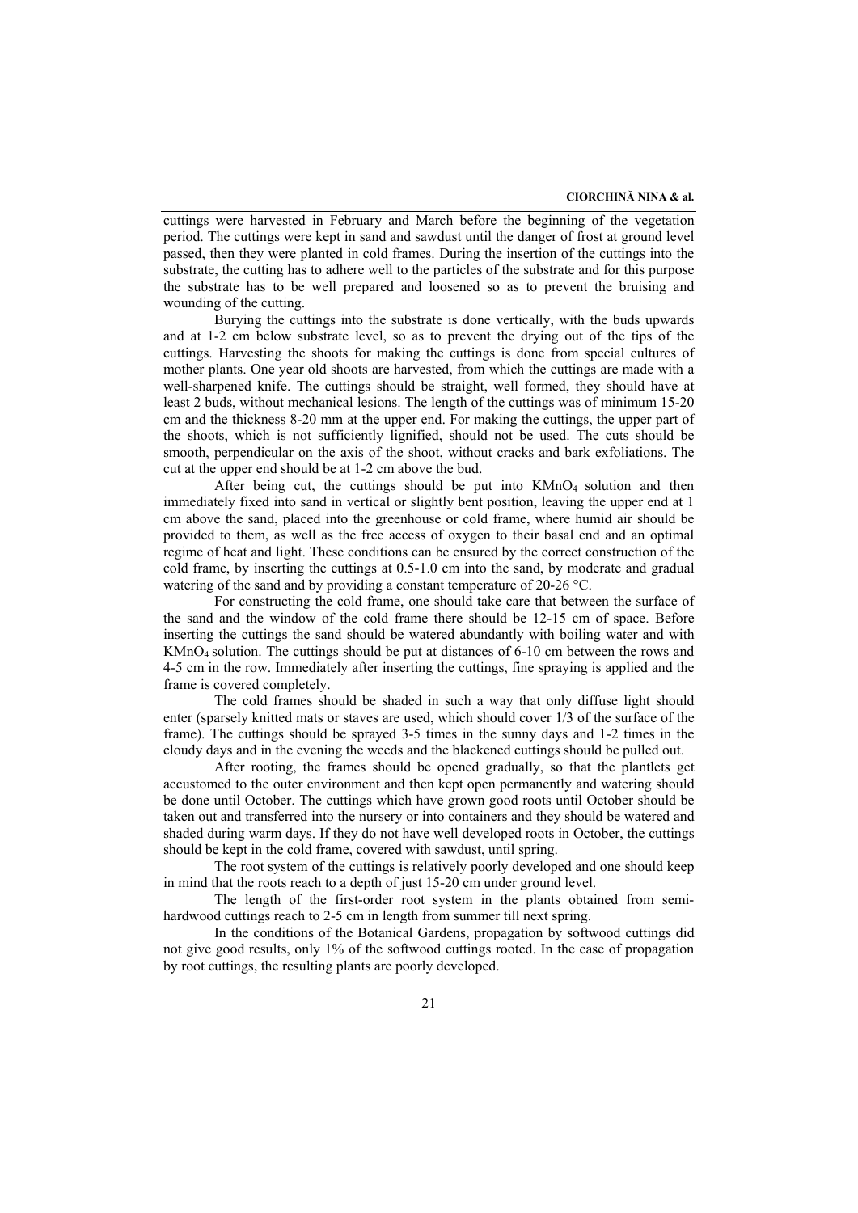cuttings were harvested in February and March before the beginning of the vegetation period. The cuttings were kept in sand and sawdust until the danger of frost at ground level passed, then they were planted in cold frames. During the insertion of the cuttings into the substrate, the cutting has to adhere well to the particles of the substrate and for this purpose the substrate has to be well prepared and loosened so as to prevent the bruising and wounding of the cutting.

Burying the cuttings into the substrate is done vertically, with the buds upwards and at 1-2 cm below substrate level, so as to prevent the drying out of the tips of the cuttings. Harvesting the shoots for making the cuttings is done from special cultures of mother plants. One year old shoots are harvested, from which the cuttings are made with a well-sharpened knife. The cuttings should be straight, well formed, they should have at least 2 buds, without mechanical lesions. The length of the cuttings was of minimum 15-20 cm and the thickness 8-20 mm at the upper end. For making the cuttings, the upper part of the shoots, which is not sufficiently lignified, should not be used. The cuts should be smooth, perpendicular on the axis of the shoot, without cracks and bark exfoliations. The cut at the upper end should be at 1-2 cm above the bud.

After being cut, the cuttings should be put into $KMnO_4$ solution and then immediately fixed into sand in vertical or slightly bent position, leaving the upper end at 1 cm above the sand, placed into the greenhouse or cold frame, where humid air should be provided to them, as well as the free access of oxygen to their basal end and an optimal regime of heat and light. These conditions can be ensured by the correct construction of the cold frame, by inserting the cuttings at 0.5-1.0 cm into the sand, by moderate and gradual watering of the sand and by providing a constant temperature of 20-26 °C.

For constructing the cold frame, one should take care that between the surface of the sand and the window of the cold frame there should be 12-15 cm of space. Before inserting the cuttings the sand should be watered abundantly with boiling water and with $KMnO_4$ solution. The cuttings should be put at distances of 6-10 cm between the rows and 4-5 cm in the row. Immediately after inserting the cuttings, fine spraying is applied and the frame is covered completely.

The cold frames should be shaded in such a way that only diffuse light should enter (sparsely knitted mats or staves are used, which should cover 1/3 of the surface of the frame). The cuttings should be sprayed 3-5 times in the sunny days and 1-2 times in the cloudy days and in the evening the weeds and the blackened cuttings should be pulled out.

After rooting, the frames should be opened gradually, so that the plantlets get accustomed to the outer environment and then kept open permanently and watering should be done until October. The cuttings which have grown good roots until October should be taken out and transferred into the nursery or into containers and they should be watered and shaded during warm days. If they do not have well developed roots in October, the cuttings should be kept in the cold frame, covered with sawdust, until spring.

The root system of the cuttings is relatively poorly developed and one should keep in mind that the roots reach to a depth of just 15-20 cm under ground level.

The length of the first-order root system in the plants obtained from semi-hardwood cuttings reach to 2-5 cm in length from summer till next spring.

In the conditions of the Botanical Gardens, propagation by softwood cuttings did not give good results, only 1% of the softwood cuttings rooted. In the case of propagation by root cuttings, the resulting plants are poorly developed.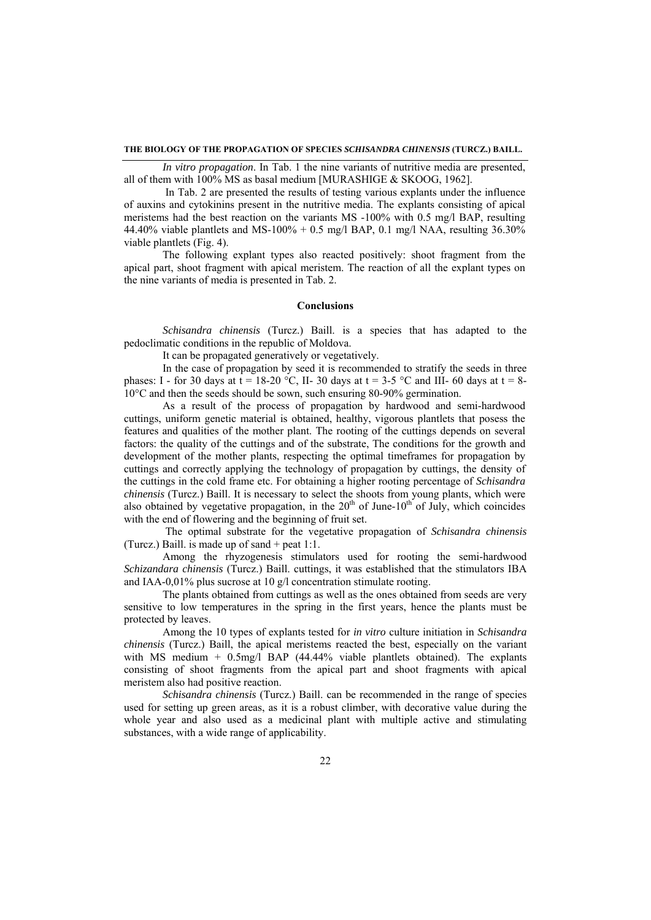*In vitro propagation*. In Tab. 1 the nine variants of nutritive media are presented, all of them with 100% MS as basal medium [MURASHIGE & SKOOG, 1962].

In Tab. 2 are presented the results of testing various explants under the influence of auxins and cytokinins present in the nutritive media. The explants consisting of apical meristems had the best reaction on the variants MS -100% with 0.5 mg/l BAP, resulting 44.40% viable plantlets and MS-100% + 0.5 mg/l BAP, 0.1 mg/l NAA, resulting 36.30% viable plantlets (Fig. 4).

The following explant types also reacted positively: shoot fragment from the apical part, shoot fragment with apical meristem. The reaction of all the explant types on the nine variants of media is presented in Tab. 2.

## Conclusions

*Schisandra chinensis* (Turcz.) Baill. is a species that has adapted to the pedoclimatic conditions in the republic of Moldova.

It can be propagated generatively or vegetatively.

In the case of propagation by seed it is recommended to stratify the seeds in three phases: I - for 30 days at t = 18-20 °C, II- 30 days at t = 3-5 °C and III- 60 days at t = 8-10°C and then the seeds should be sown, such ensuring 80-90% germination.

As a result of the process of propagation by hardwood and semi-hardwood cuttings, uniform genetic material is obtained, healthy, vigorous plantlets that posess the features and qualities of the mother plant. The rooting of the cuttings depends on several factors: the quality of the cuttings and of the substrate, The conditions for the growth and development of the mother plants, respecting the optimal timeframes for propagation by cuttings and correctly applying the technology of propagation by cuttings, the density of the cuttings in the cold frame etc. For obtaining a higher rooting percentage of *Schisandra chinensis* (Turcz.) Baill. It is necessary to select the shoots from young plants, which were also obtained by vegetative propagation, in the 20th of June-10th of July, which coincides with the end of flowering and the beginning of fruit set.

The optimal substrate for the vegetative propagation of *Schisandra chinensis* (Turcz.) Baill. is made up of sand + peat 1:1.

Among the rhyzogenesis stimulators used for rooting the semi-hardwood *Schizandara chinensis* (Turcz.) Baill. cuttings, it was established that the stimulators IBA and IAA-0,01% plus sucrose at 10 g/l concentration stimulate rooting.

The plants obtained from cuttings as well as the ones obtained from seeds are very sensitive to low temperatures in the spring in the first years, hence the plants must be protected by leaves.

Among the 10 types of explants tested for *in vitro* culture initiation in *Schisandra chinensis* (Turcz.) Baill, the apical meristems reacted the best, especially on the variant with MS medium + 0.5mg/l BAP (44.44% viable plantlets obtained). The explants consisting of shoot fragments from the apical part and shoot fragments with apical meristem also had positive reaction.

*Schisandra chinensis* (Turcz.) Baill. can be recommended in the range of species used for setting up green areas, as it is a robust climber, with decorative value during the whole year and also used as a medicinal plant with multiple active and stimulating substances, with a wide range of applicability.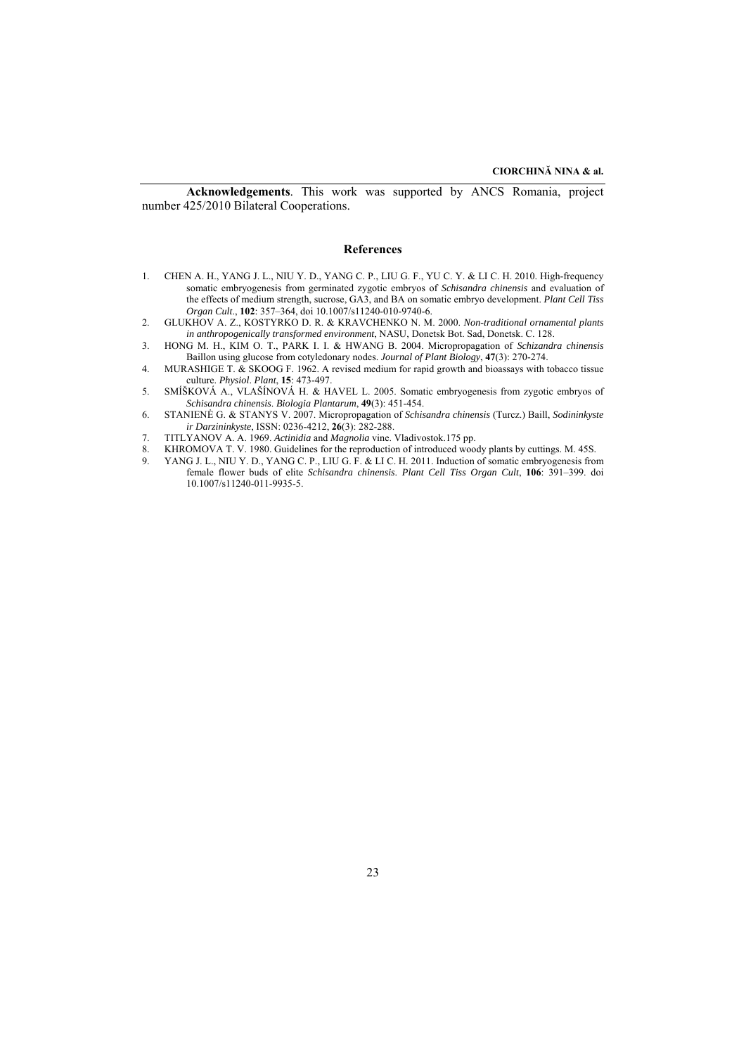**Acknowledgements**. This work was supported by ANCS Romania, project number 425/2010 Bilateral Cooperations.

## References

1. CHEN A. H., YANG J. L., NIU Y. D., YANG C. P., LIU G. F., YU C. Y. & LI C. H. 2010. High-frequency somatic embryogenesis from germinated zygotic embryos of *Schisandra chinensis* and evaluation of the effects of medium strength, sucrose, GA3, and BA on somatic embryo development. *Plant Cell Tiss Organ Cult.*, **102**: 357–364, doi 10.1007/s11240-010-9740-6.
2. GLUKHOV A. Z., KOSTYRKO D. R. & KRAVCHENKO N. M. 2000. *Non-traditional ornamental plants in anthropogenically transformed environment*, NASU, Donetsk Bot. Sad, Donetsk. C. 128.
3. HONG M. H., KIM O. T., PARK I. I. & HWANG B. 2004. Micropropagation of *Schizandra chinensis* Baillon using glucose from cotyledonary nodes. *Journal of Plant Biology*, **47**(3): 270-274.
4. MURASHIGE T. & SKOOG F. 1962. A revised medium for rapid growth and bioassays with tobacco tissue culture. *Physiol. Plant*, **15**: 473-497.
5. SMÍŠKOVÁ A., VLAŠÍNOVÁ H. & HAVEL L. 2005. Somatic embryogenesis from zygotic embryos of *Schisandra chinensis*. *Biologia Plantarum*, **49**(3): 451-454.
6. STANIENĖ G. & STANYS V. 2007. Micropropagation of *Schisandra chinensis* (Turcz.) Baill, *Sodininkyste ir Darzininkyste*, ISSN: 0236-4212, **26**(3): 282-288.
7. TITLYANOV A. A. 1969. *Actinidia* and *Magnolia* vine. Vladivostok.175 pp.
8. KHROMOVA T. V. 1980. Guidelines for the reproduction of introduced woody plants by cuttings. M. 45S.
9. YANG J. L., NIU Y. D., YANG C. P., LIU G. F. & LI C. H. 2011. Induction of somatic embryogenesis from female flower buds of elite *Schisandra chinensis*. *Plant Cell Tiss Organ Cult*, **106**: 391–399. doi 10.1007/s11240-011-9935-5.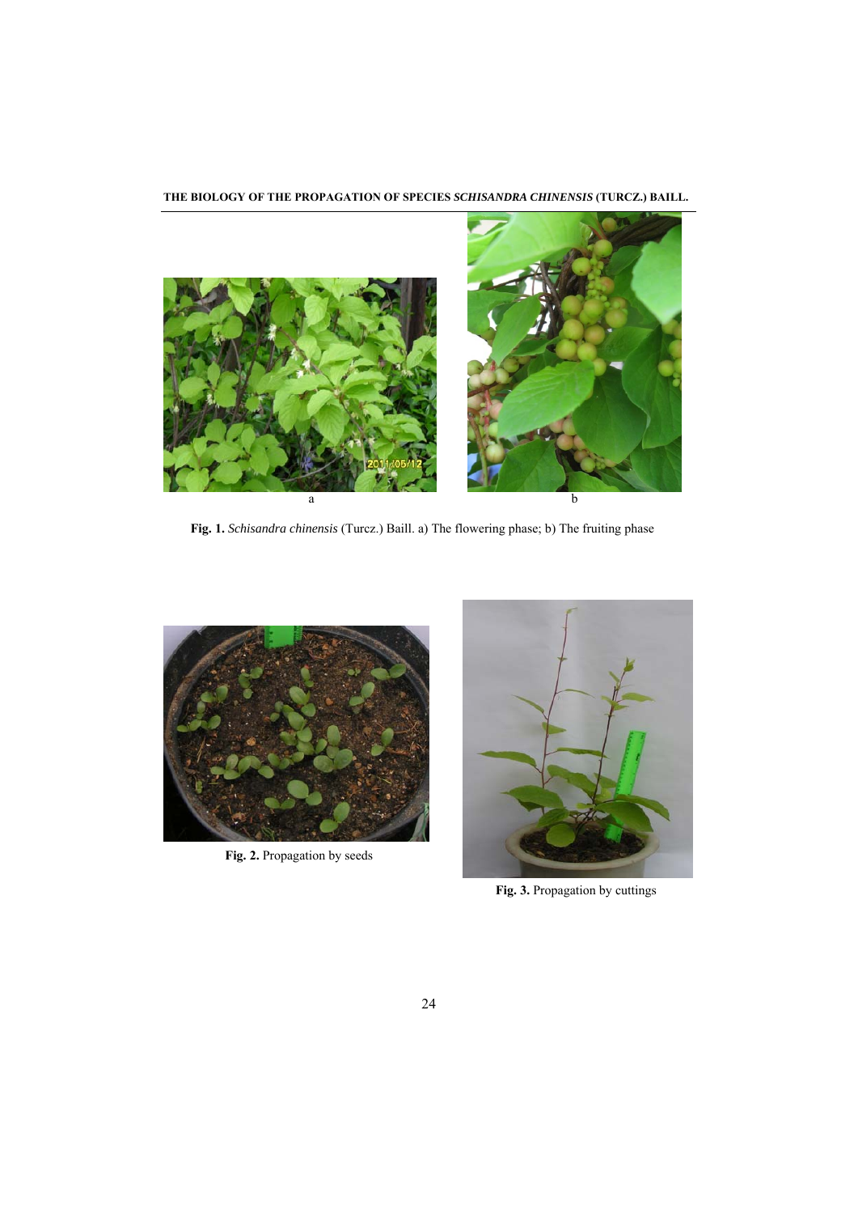Fig. 1. *Schisandra chinensis* (Turcz.) Baill. a) The flowering phase; b) The fruiting phase

**Fig. 2.** Propagation by seeds

**Fig. 3.** Propagation by cuttings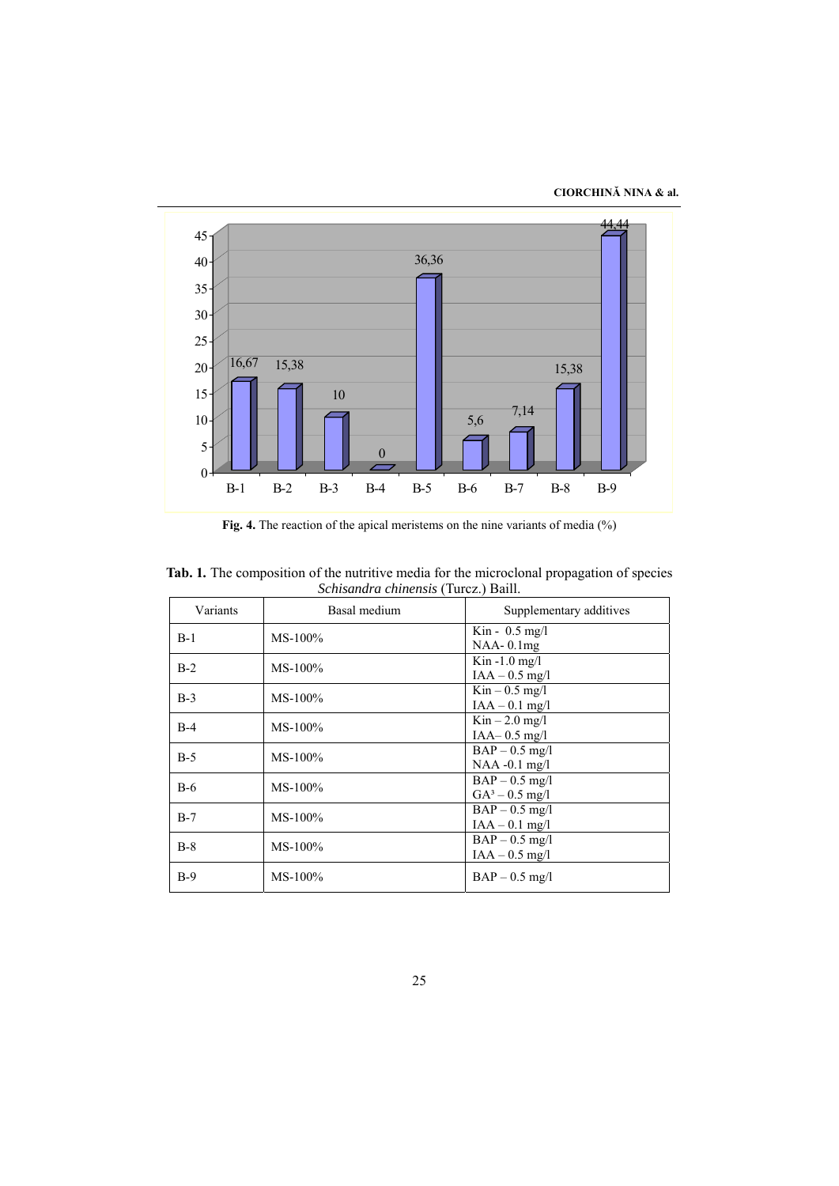**Fig. 4.** The reaction of the apical meristems on the nine variants of media (%)

**Tab. 1.** The composition of the nutritive media for the microclonal propagation of species *Schisandra chinensis* (Turcz.) Baill.

| Variants | Basal medium | Supplementary additives |
|---|---|---|
| B-1 | MS-100% | Kin - 0.5 mg/l<br>NAA- 0.1mg |
| B-2 | MS-100% | Kin -1.0 mg/l<br>IAA – 0.5 mg/l |
| B-3 | MS-100% | Kin – 0.5 mg/l<br>IAA – 0.1 mg/l |
| B-4 | MS-100% | Kin – 2.0 mg/l<br>IAA– 0.5 mg/l |
| B-5 | MS-100% | BAP – 0.5 mg/l<br>NAA -0.1 mg/l |
| B-6 | MS-100% | BAP – 0.5 mg/l<br>$GA^3$ – 0.5 mg/l |
| B-7 | MS-100% | BAP – 0.5 mg/l<br>IAA – 0.1 mg/l |
| B-8 | MS-100% | BAP – 0.5 mg/l<br>IAA – 0.5 mg/l |
| B-9 | MS-100% | BAP – 0.5 mg/l |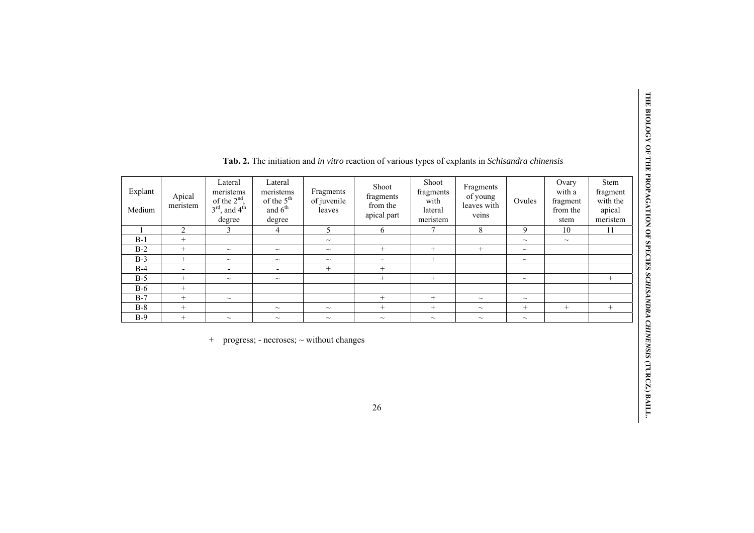**Tab. 2.** The initiation and *in vitro* reaction of various types of explants in *Schisandra chinensis*

| Explant / Medium | Apical meristem | Lateral meristems of the 2nd, 3rd, and 4th degree | Lateral meristems of the 5th and 6th degree | Fragments of juvenile leaves | Shoot fragments from the apical part | Shoot fragments with lateral meristem | Fragments of young leaves with veins | Ovules | Ovary with a fragment from the stem | Stem fragment with the apical meristem |
|---|---|---|---|---|---|---|---|---|---|---|
| 1 | 2 | 3 | 4 | 5 | 6 | 7 | 8 | 9 | 10 | 11 |
| B-1 | + | | | ~ | | | | ~ | ~ | |
| B-2 | + | ~ | ~ | ~ | + | + | + | ~ | | |
| B-3 | + | ~ | ~ | ~ | - | + | | ~ | | |
| B-4 | - | - | - | + | + | | | | | |
| B-5 | + | ~ | ~ | | + | + | | ~ | | + |
| B-6 | + | | | | | | | | | |
| B-7 | + | ~ | | | + | + | ~ | ~ | | |
| B-8 | + | | ~ | ~ | + | + | ~ | + | + | + |
| B-9 | + | ~ | ~ | ~ | ~ | ~ | ~ | ~ | | |

\+ progress; - necroses; ~ without changes